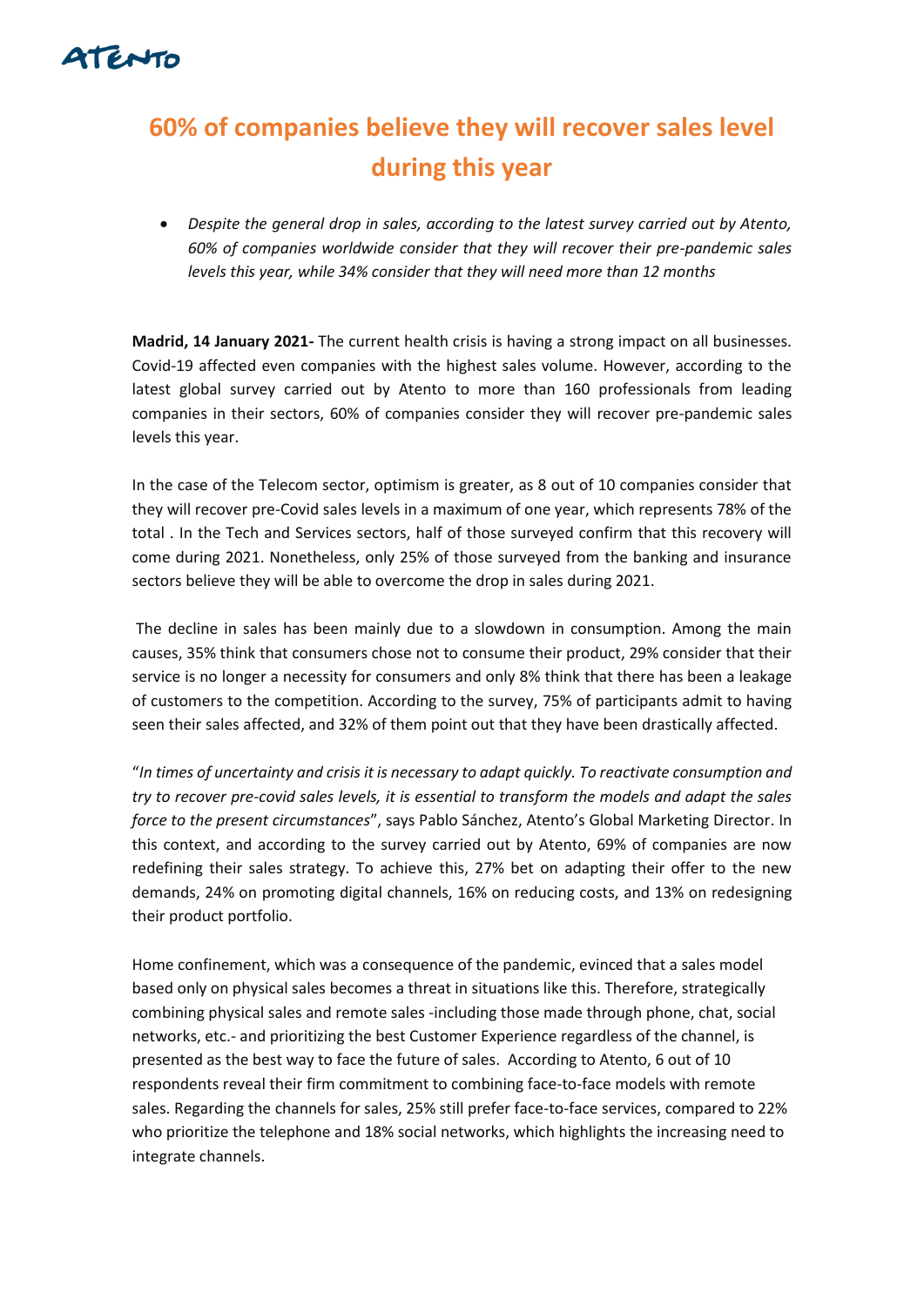ATENTO

# 60% of companies believe they will recover sales level during this year

- *Despite the general drop in sales, according to the latest survey carried out by Atento, 60% of companies worldwide consider that they will recover their pre-pandemic sales levels this year, while 34% consider that they will need more than 12 months*

**Madrid, 14 January 2021-** The current health crisis is having a strong impact on all businesses. Covid-19 affected even companies with the highest sales volume. However, according to the latest global survey carried out by Atento to more than 160 professionals from leading companies in their sectors, 60% of companies consider they will recover pre-pandemic sales levels this year.

In the case of the Telecom sector, optimism is greater, as 8 out of 10 companies consider that they will recover pre-Covid sales levels in a maximum of one year, which represents 78% of the total . In the Tech and Services sectors, half of those surveyed confirm that this recovery will come during 2021. Nonetheless, only 25% of those surveyed from the banking and insurance sectors believe they will be able to overcome the drop in sales during 2021.

The decline in sales has been mainly due to a slowdown in consumption. Among the main causes, 35% think that consumers chose not to consume their product, 29% consider that their service is no longer a necessity for consumers and only 8% think that there has been a leakage of customers to the competition. According to the survey, 75% of participants admit to having seen their sales affected, and 32% of them point out that they have been drastically affected.

"*In times of uncertainty and crisis it is necessary to adapt quickly. To reactivate consumption and try to recover pre-covid sales levels, it is essential to transform the models and adapt the sales force to the present circumstances*", says Pablo Sánchez, Atento's Global Marketing Director. In this context, and according to the survey carried out by Atento, 69% of companies are now redefining their sales strategy. To achieve this, 27% bet on adapting their offer to the new demands, 24% on promoting digital channels, 16% on reducing costs, and 13% on redesigning their product portfolio.

Home confinement, which was a consequence of the pandemic, evinced that a sales model based only on physical sales becomes a threat in situations like this. Therefore, strategically combining physical sales and remote sales -including those made through phone, chat, social networks, etc.- and prioritizing the best Customer Experience regardless of the channel, is presented as the best way to face the future of sales. According to Atento, 6 out of 10 respondents reveal their firm commitment to combining face-to-face models with remote sales. Regarding the channels for sales, 25% still prefer face-to-face services, compared to 22% who prioritize the telephone and 18% social networks, which highlights the increasing need to integrate channels.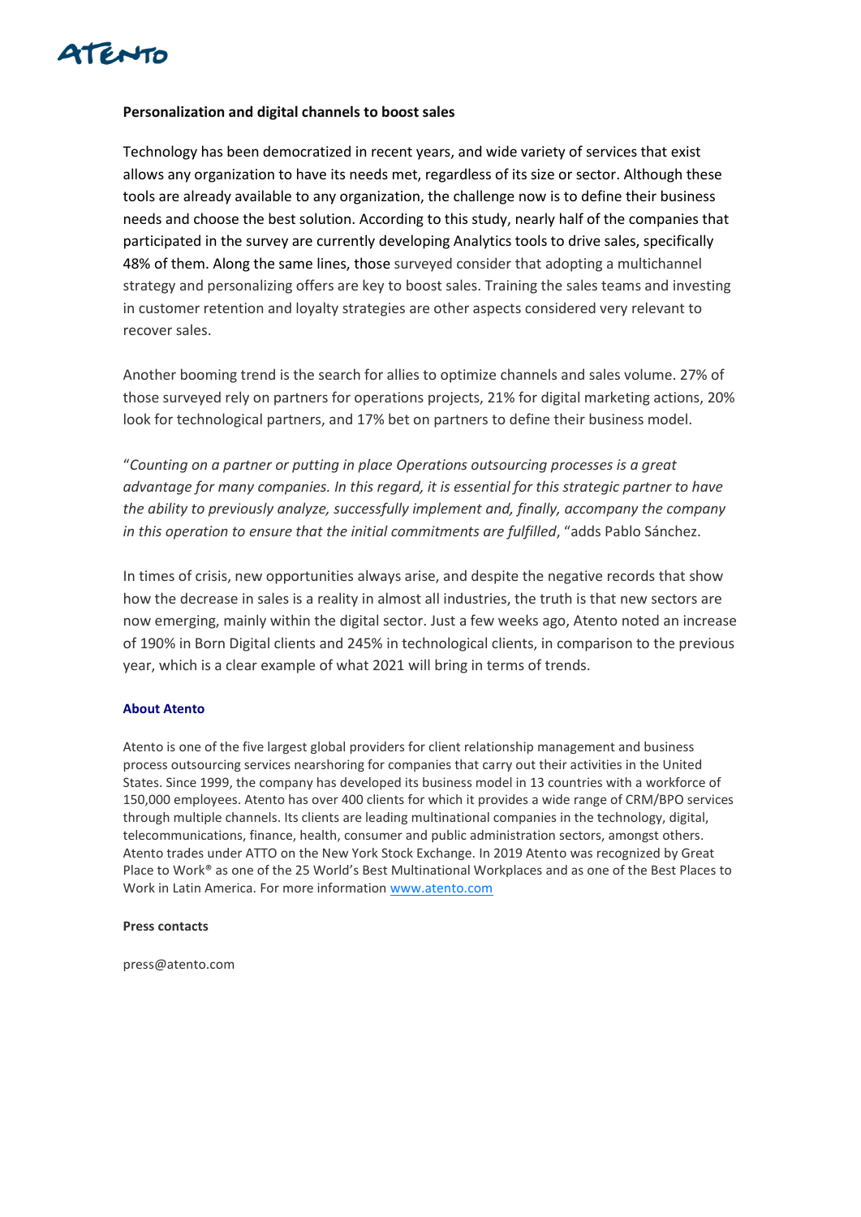**Personalization and digital channels to boost sales**

Technology has been democratized in recent years, and wide variety of services that exist allows any organization to have its needs met, regardless of its size or sector. Although these tools are already available to any organization, the challenge now is to define their business needs and choose the best solution. According to this study, nearly half of the companies that participated in the survey are currently developing Analytics tools to drive sales, specifically 48% of them. Along the same lines, those surveyed consider that adopting a multichannel strategy and personalizing offers are key to boost sales. Training the sales teams and investing in customer retention and loyalty strategies are other aspects considered very relevant to recover sales.

Another booming trend is the search for allies to optimize channels and sales volume. 27% of those surveyed rely on partners for operations projects, 21% for digital marketing actions, 20% look for technological partners, and 17% bet on partners to define their business model.

"*Counting on a partner or putting in place Operations outsourcing processes is a great advantage for many companies. In this regard, it is essential for this strategic partner to have the ability to previously analyze, successfully implement and, finally, accompany the company in this operation to ensure that the initial commitments are fulfilled*, "adds Pablo Sánchez.

In times of crisis, new opportunities always arise, and despite the negative records that show how the decrease in sales is a reality in almost all industries, the truth is that new sectors are now emerging, mainly within the digital sector. Just a few weeks ago, Atento noted an increase of 190% in Born Digital clients and 245% in technological clients, in comparison to the previous year, which is a clear example of what 2021 will bring in terms of trends.

**About Atento**

Atento is one of the five largest global providers for client relationship management and business process outsourcing services nearshoring for companies that carry out their activities in the United States. Since 1999, the company has developed its business model in 13 countries with a workforce of 150,000 employees. Atento has over 400 clients for which it provides a wide range of CRM/BPO services through multiple channels. Its clients are leading multinational companies in the technology, digital, telecommunications, finance, health, consumer and public administration sectors, amongst others. Atento trades under ATTO on the New York Stock Exchange. In 2019 Atento was recognized by Great Place to Work® as one of the 25 World's Best Multinational Workplaces and as one of the Best Places to Work in Latin America. For more information [www.atento.com](http://www.atento.com)

**Press contacts**

press@atento.com